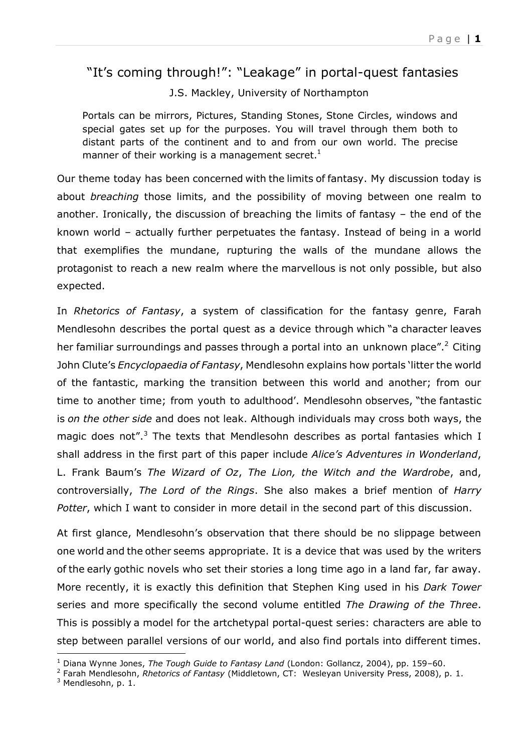# "It's coming through!": "Leakage" in portal-quest fantasies

J.S. Mackley, University of Northampton

> Portals can be mirrors, Pictures, Standing Stones, Stone Circles, windows and special gates set up for the purposes. You will travel through them both to distant parts of the continent and to and from our own world. The precise manner of their working is a management secret.[1]

Our theme today has been concerned with the limits of fantasy. My discussion today is about *breaching* those limits, and the possibility of moving between one realm to another. Ironically, the discussion of breaching the limits of fantasy – the end of the known world – actually further perpetuates the fantasy. Instead of being in a world that exemplifies the mundane, rupturing the walls of the mundane allows the protagonist to reach a new realm where the marvellous is not only possible, but also expected.

In *Rhetorics of Fantasy*, a system of classification for the fantasy genre, Farah Mendlesohn describes the portal quest as a device through which "a character leaves her familiar surroundings and passes through a portal into an unknown place".[2] Citing John Clute's *Encyclopaedia of Fantasy*, Mendlesohn explains how portals 'litter the world of the fantastic, marking the transition between this world and another; from our time to another time; from youth to adulthood'. Mendlesohn observes, "the fantastic is *on the other side* and does not leak. Although individuals may cross both ways, the magic does not".[3] The texts that Mendlesohn describes as portal fantasies which I shall address in the first part of this paper include *Alice's Adventures in Wonderland*, L. Frank Baum's *The Wizard of Oz*, *The Lion, the Witch and the Wardrobe*, and, controversially, *The Lord of the Rings*. She also makes a brief mention of *Harry Potter*, which I want to consider in more detail in the second part of this discussion.

At first glance, Mendlesohn's observation that there should be no slippage between one world and the other seems appropriate. It is a device that was used by the writers of the early gothic novels who set their stories a long time ago in a land far, far away. More recently, it is exactly this definition that Stephen King used in his *Dark Tower* series and more specifically the second volume entitled *The Drawing of the Three*. This is possibly a model for the archetypal portal-quest series: characters are able to step between parallel versions of our world, and also find portals into different times.

---

[1] Diana Wynne Jones, *The Tough Guide to Fantasy Land* (London: Gollancz, 2004), pp. 159–60.

[2] Farah Mendlesohn, *Rhetorics of Fantasy* (Middletown, CT: Wesleyan University Press, 2008), p. 1.

[3] Mendlesohn, p. 1.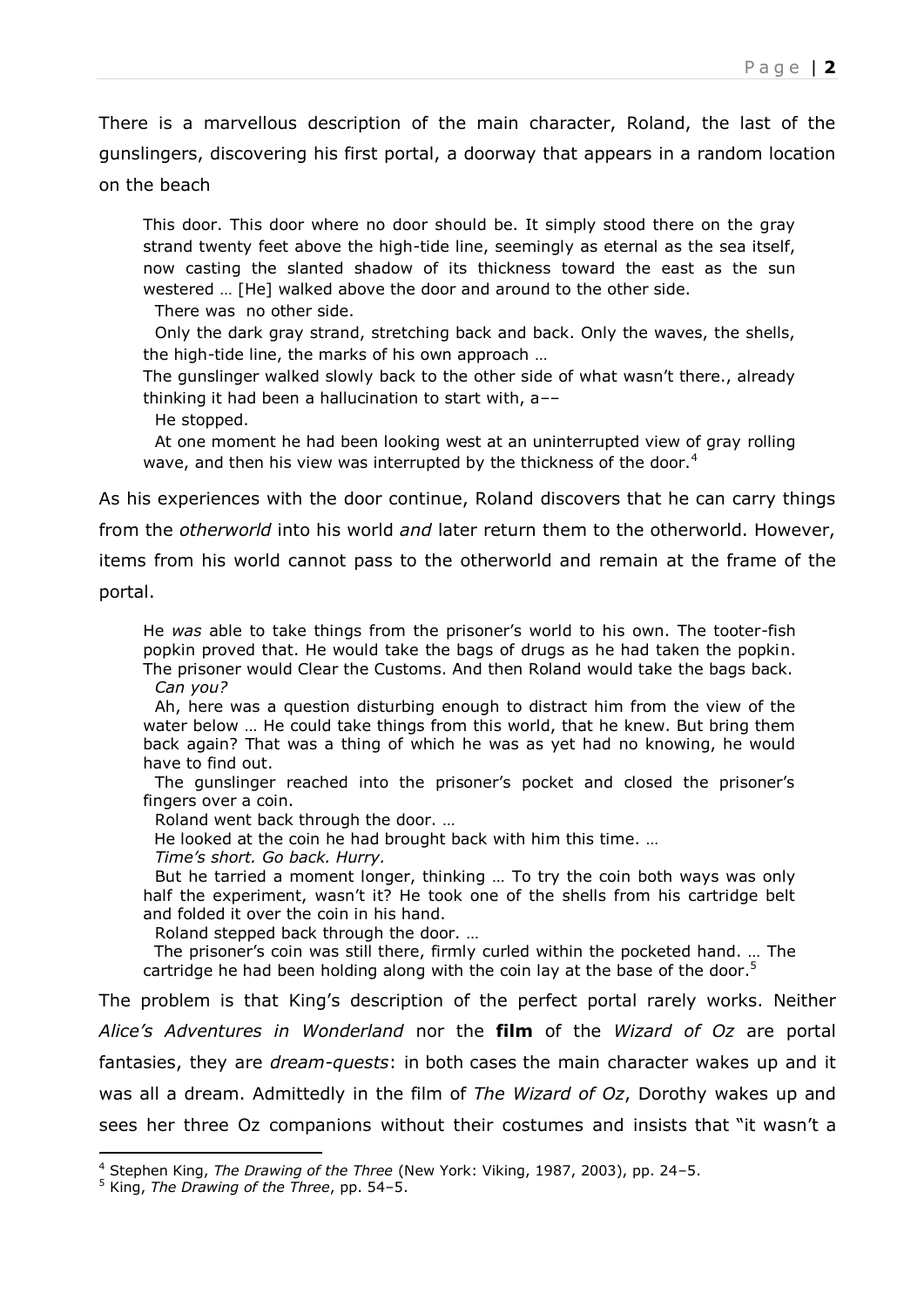There is a marvellous description of the main character, Roland, the last of the gunslingers, discovering his first portal, a doorway that appears in a random location on the beach

> This door. This door where no door should be. It simply stood there on the gray strand twenty feet above the high-tide line, seemingly as eternal as the sea itself, now casting the slanted shadow of its thickness toward the east as the sun westered … [He] walked above the door and around to the other side.
>
> There was no other side.
>
> Only the dark gray strand, stretching back and back. Only the waves, the shells, the high-tide line, the marks of his own approach …
>
> The gunslinger walked slowly back to the other side of what wasn't there., already thinking it had been a hallucination to start with, a––
>
> He stopped.
>
> At one moment he had been looking west at an uninterrupted view of gray rolling wave, and then his view was interrupted by the thickness of the door.[4]

As his experiences with the door continue, Roland discovers that he can carry things from the *otherworld* into his world *and* later return them to the otherworld. However, items from his world cannot pass to the otherworld and remain at the frame of the portal.

> He *was* able to take things from the prisoner's world to his own. The tooter-fish popkin proved that. He would take the bags of drugs as he had taken the popkin. The prisoner would Clear the Customs. And then Roland would take the bags back. *Can you?*
>
> Ah, here was a question disturbing enough to distract him from the view of the water below … He could take things from this world, that he knew. But bring them back again? That was a thing of which he was as yet had no knowing, he would have to find out.
>
> The gunslinger reached into the prisoner's pocket and closed the prisoner's fingers over a coin.
>
> Roland went back through the door. …
>
> He looked at the coin he had brought back with him this time. …
>
> *Time's short. Go back. Hurry.*
>
> But he tarried a moment longer, thinking … To try the coin both ways was only half the experiment, wasn't it? He took one of the shells from his cartridge belt and folded it over the coin in his hand.
>
> Roland stepped back through the door. …
>
> The prisoner's coin was still there, firmly curled within the pocketed hand. … The cartridge he had been holding along with the coin lay at the base of the door.[5]

The problem is that King's description of the perfect portal rarely works. Neither *Alice's Adventures in Wonderland* nor the **film** of the *Wizard of Oz* are portal fantasies, they are *dream-quests*: in both cases the main character wakes up and it was all a dream. Admittedly in the film of *The Wizard of Oz*, Dorothy wakes up and sees her three Oz companions without their costumes and insists that "it wasn't a

[4] Stephen King, *The Drawing of the Three* (New York: Viking, 1987, 2003), pp. 24–5.

[5] King, *The Drawing of the Three*, pp. 54–5.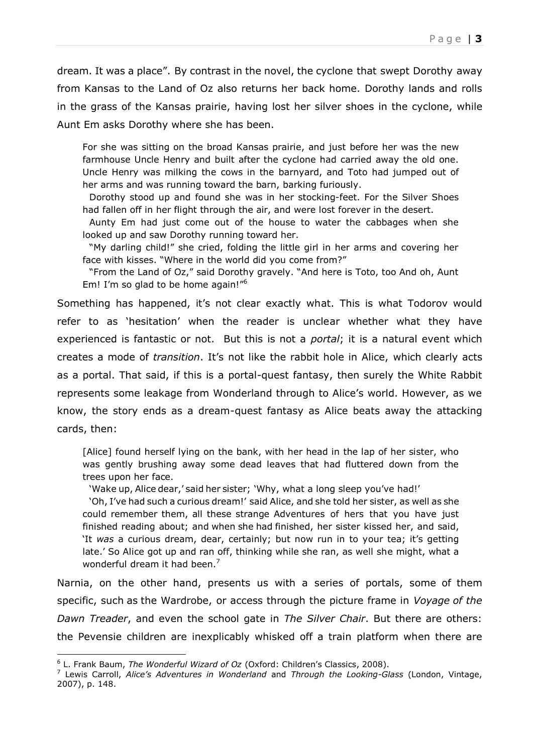dream. It was a place". By contrast in the novel, the cyclone that swept Dorothy away from Kansas to the Land of Oz also returns her back home. Dorothy lands and rolls in the grass of the Kansas prairie, having lost her silver shoes in the cyclone, while Aunt Em asks Dorothy where she has been.

> For she was sitting on the broad Kansas prairie, and just before her was the new farmhouse Uncle Henry and built after the cyclone had carried away the old one. Uncle Henry was milking the cows in the barnyard, and Toto had jumped out of her arms and was running toward the barn, barking furiously.
>
> Dorothy stood up and found she was in her stocking-feet. For the Silver Shoes had fallen off in her flight through the air, and were lost forever in the desert.
>
> Aunty Em had just come out of the house to water the cabbages when she looked up and saw Dorothy running toward her.
>
> "My darling child!" she cried, folding the little girl in her arms and covering her face with kisses. "Where in the world did you come from?"
>
> "From the Land of Oz," said Dorothy gravely. "And here is Toto, too And oh, Aunt Em! I'm so glad to be home again!"[6]

Something has happened, it's not clear exactly what. This is what Todorov would refer to as 'hesitation' when the reader is unclear whether what they have experienced is fantastic or not. But this is not a *portal*; it is a natural event which creates a mode of *transition*. It's not like the rabbit hole in Alice, which clearly acts as a portal. That said, if this is a portal-quest fantasy, then surely the White Rabbit represents some leakage from Wonderland through to Alice's world. However, as we know, the story ends as a dream-quest fantasy as Alice beats away the attacking cards, then:

> [Alice] found herself lying on the bank, with her head in the lap of her sister, who was gently brushing away some dead leaves that had fluttered down from the trees upon her face.
>
> 'Wake up, Alice dear,' said her sister; 'Why, what a long sleep you've had!'
>
> 'Oh, I've had such a curious dream!' said Alice, and she told her sister, as well as she could remember them, all these strange Adventures of hers that you have just finished reading about; and when she had finished, her sister kissed her, and said, 'It *was* a curious dream, dear, certainly; but now run in to your tea; it's getting late.' So Alice got up and ran off, thinking while she ran, as well she might, what a wonderful dream it had been.[7]

Narnia, on the other hand, presents us with a series of portals, some of them specific, such as the Wardrobe, or access through the picture frame in *Voyage of the Dawn Treader*, and even the school gate in *The Silver Chair*. But there are others: the Pevensie children are inexplicably whisked off a train platform when there are

---

[6] L. Frank Baum, *The Wonderful Wizard of Oz* (Oxford: Children's Classics, 2008).

[7] Lewis Carroll, *Alice's Adventures in Wonderland* and *Through the Looking-Glass* (London, Vintage, 2007), p. 148.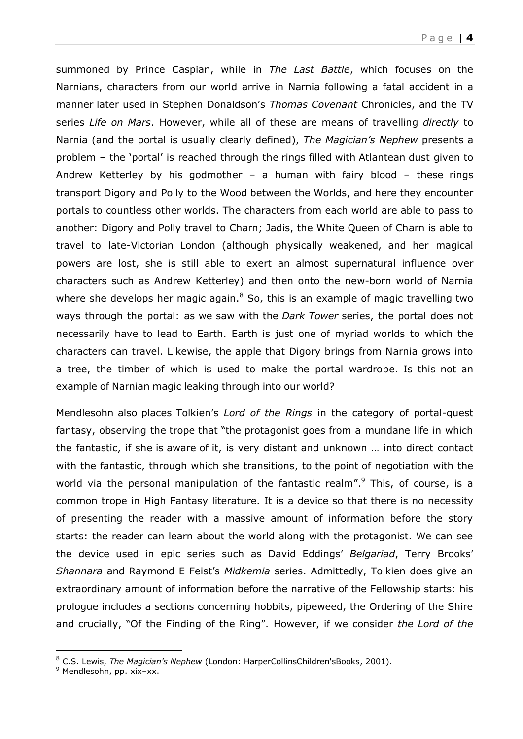summoned by Prince Caspian, while in *The Last Battle*, which focuses on the Narnians, characters from our world arrive in Narnia following a fatal accident in a manner later used in Stephen Donaldson's *Thomas Covenant* Chronicles, and the TV series *Life on Mars*. However, while all of these are means of travelling *directly* to Narnia (and the portal is usually clearly defined), *The Magician's Nephew* presents a problem – the 'portal' is reached through the rings filled with Atlantean dust given to Andrew Ketterley by his godmother – a human with fairy blood – these rings transport Digory and Polly to the Wood between the Worlds, and here they encounter portals to countless other worlds. The characters from each world are able to pass to another: Digory and Polly travel to Charn; Jadis, the White Queen of Charn is able to travel to late-Victorian London (although physically weakened, and her magical powers are lost, she is still able to exert an almost supernatural influence over characters such as Andrew Ketterley) and then onto the new-born world of Narnia where she develops her magic again.[8] So, this is an example of magic travelling two ways through the portal: as we saw with the *Dark Tower* series, the portal does not necessarily have to lead to Earth. Earth is just one of myriad worlds to which the characters can travel. Likewise, the apple that Digory brings from Narnia grows into a tree, the timber of which is used to make the portal wardrobe. Is this not an example of Narnian magic leaking through into our world?

Mendlesohn also places Tolkien's *Lord of the Rings* in the category of portal-quest fantasy, observing the trope that "the protagonist goes from a mundane life in which the fantastic, if she is aware of it, is very distant and unknown … into direct contact with the fantastic, through which she transitions, to the point of negotiation with the world via the personal manipulation of the fantastic realm".[9] This, of course, is a common trope in High Fantasy literature. It is a device so that there is no necessity of presenting the reader with a massive amount of information before the story starts: the reader can learn about the world along with the protagonist. We can see the device used in epic series such as David Eddings' *Belgariad*, Terry Brooks' *Shannara* and Raymond E Feist's *Midkemia* series. Admittedly, Tolkien does give an extraordinary amount of information before the narrative of the Fellowship starts: his prologue includes a sections concerning hobbits, pipeweed, the Ordering of the Shire and crucially, "Of the Finding of the Ring". However, if we consider *the Lord of the*

---

[8] C.S. Lewis, *The Magician's Nephew* (London: HarperCollinsChildren'sBooks, 2001).

[9] Mendlesohn, pp. xix–xx.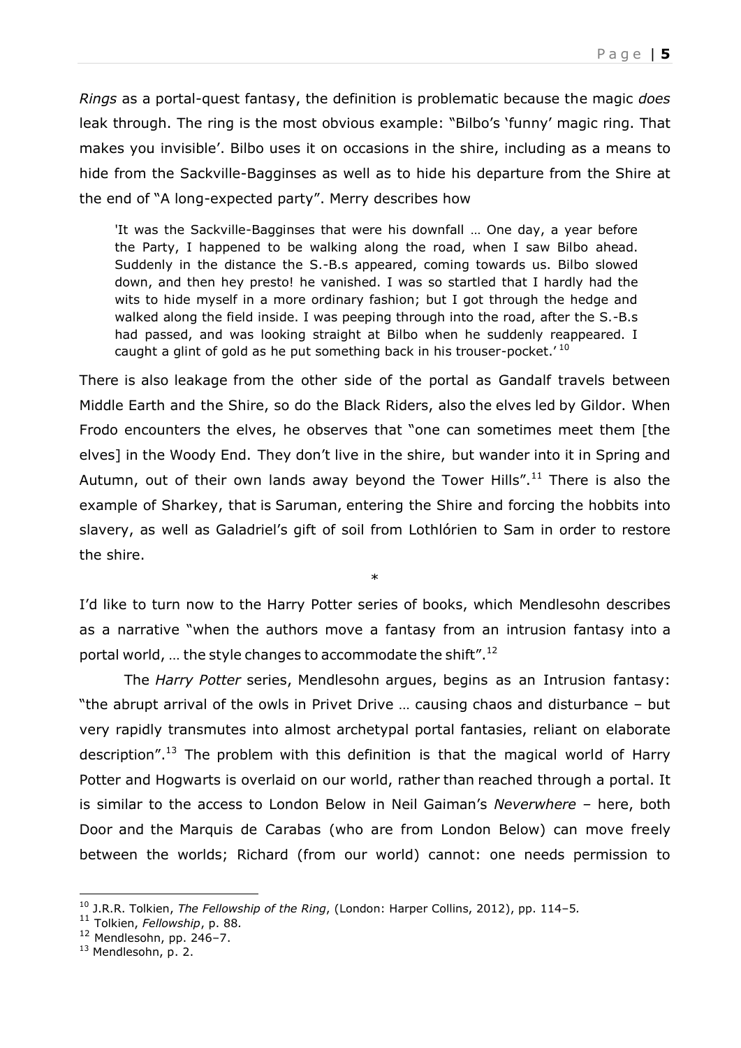*Rings* as a portal-quest fantasy, the definition is problematic because the magic *does* leak through. The ring is the most obvious example: "Bilbo's 'funny' magic ring. That makes you invisible'. Bilbo uses it on occasions in the shire, including as a means to hide from the Sackville-Bagginses as well as to hide his departure from the Shire at the end of "A long-expected party". Merry describes how

> 'It was the Sackville-Bagginses that were his downfall … One day, a year before the Party, I happened to be walking along the road, when I saw Bilbo ahead. Suddenly in the distance the S.-B.s appeared, coming towards us. Bilbo slowed down, and then hey presto! he vanished. I was so startled that I hardly had the wits to hide myself in a more ordinary fashion; but I got through the hedge and walked along the field inside. I was peeping through into the road, after the S.-B.s had passed, and was looking straight at Bilbo when he suddenly reappeared. I caught a glint of gold as he put something back in his trouser-pocket.'[10]

There is also leakage from the other side of the portal as Gandalf travels between Middle Earth and the Shire, so do the Black Riders, also the elves led by Gildor. When Frodo encounters the elves, he observes that "one can sometimes meet them [the elves] in the Woody End. They don't live in the shire, but wander into it in Spring and Autumn, out of their own lands away beyond the Tower Hills".[11] There is also the example of Sharkey, that is Saruman, entering the Shire and forcing the hobbits into slavery, as well as Galadriel's gift of soil from Lothlórien to Sam in order to restore the shire.

\*

I'd like to turn now to the Harry Potter series of books, which Mendlesohn describes as a narrative "when the authors move a fantasy from an intrusion fantasy into a portal world, … the style changes to accommodate the shift".[12]

The *Harry Potter* series, Mendlesohn argues, begins as an Intrusion fantasy: "the abrupt arrival of the owls in Privet Drive … causing chaos and disturbance – but very rapidly transmutes into almost archetypal portal fantasies, reliant on elaborate description".[13] The problem with this definition is that the magical world of Harry Potter and Hogwarts is overlaid on our world, rather than reached through a portal. It is similar to the access to London Below in Neil Gaiman's *Neverwhere* – here, both Door and the Marquis de Carabas (who are from London Below) can move freely between the worlds; Richard (from our world) cannot: one needs permission to

---

[10] J.R.R. Tolkien, *The Fellowship of the Ring*, (London: Harper Collins, 2012), pp. 114–5.

[11] Tolkien, *Fellowship*, p. 88.

[12] Mendlesohn, pp. 246–7.

[13] Mendlesohn, p. 2.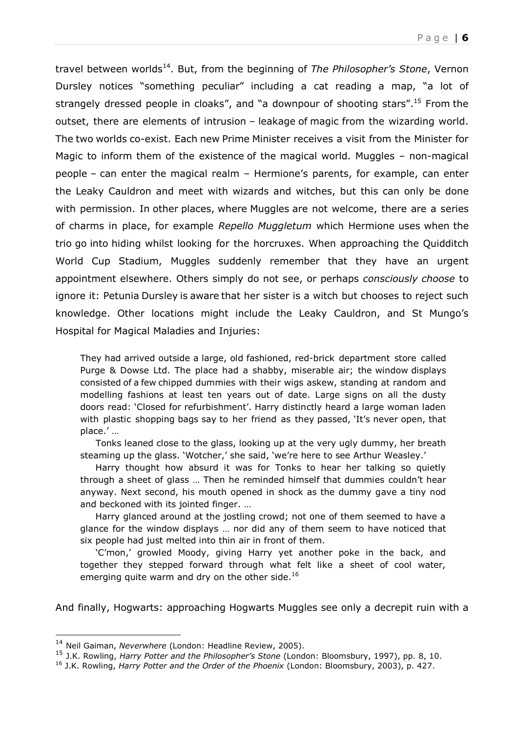travel between worlds[14]. But, from the beginning of *The Philosopher's Stone*, Vernon Dursley notices "something peculiar" including a cat reading a map, "a lot of strangely dressed people in cloaks", and "a downpour of shooting stars".[15] From the outset, there are elements of intrusion – leakage of magic from the wizarding world. The two worlds co-exist. Each new Prime Minister receives a visit from the Minister for Magic to inform them of the existence of the magical world. Muggles – non-magical people – can enter the magical realm – Hermione's parents, for example, can enter the Leaky Cauldron and meet with wizards and witches, but this can only be done with permission. In other places, where Muggles are not welcome, there are a series of charms in place, for example *Repello Muggletum* which Hermione uses when the trio go into hiding whilst looking for the horcruxes. When approaching the Quidditch World Cup Stadium, Muggles suddenly remember that they have an urgent appointment elsewhere. Others simply do not see, or perhaps *consciously choose* to ignore it: Petunia Dursley is aware that her sister is a witch but chooses to reject such knowledge. Other locations might include the Leaky Cauldron, and St Mungo's Hospital for Magical Maladies and Injuries:

> They had arrived outside a large, old fashioned, red-brick department store called Purge & Dowse Ltd. The place had a shabby, miserable air; the window displays consisted of a few chipped dummies with their wigs askew, standing at random and modelling fashions at least ten years out of date. Large signs on all the dusty doors read: 'Closed for refurbishment'. Harry distinctly heard a large woman laden with plastic shopping bags say to her friend as they passed, 'It's never open, that place.' …
>
> Tonks leaned close to the glass, looking up at the very ugly dummy, her breath steaming up the glass. 'Wotcher,' she said, 'we're here to see Arthur Weasley.'
>
> Harry thought how absurd it was for Tonks to hear her talking so quietly through a sheet of glass … Then he reminded himself that dummies couldn't hear anyway. Next second, his mouth opened in shock as the dummy gave a tiny nod and beckoned with its jointed finger. …
>
> Harry glanced around at the jostling crowd; not one of them seemed to have a glance for the window displays … nor did any of them seem to have noticed that six people had just melted into thin air in front of them.
>
> 'C'mon,' growled Moody, giving Harry yet another poke in the back, and together they stepped forward through what felt like a sheet of cool water, emerging quite warm and dry on the other side.[16]

And finally, Hogwarts: approaching Hogwarts Muggles see only a decrepit ruin with a

---

[14] Neil Gaiman, *Neverwhere* (London: Headline Review, 2005).

[15] J.K. Rowling, *Harry Potter and the Philosopher's Stone* (London: Bloomsbury, 1997), pp. 8, 10.

[16] J.K. Rowling, *Harry Potter and the Order of the Phoenix* (London: Bloomsbury, 2003), p. 427.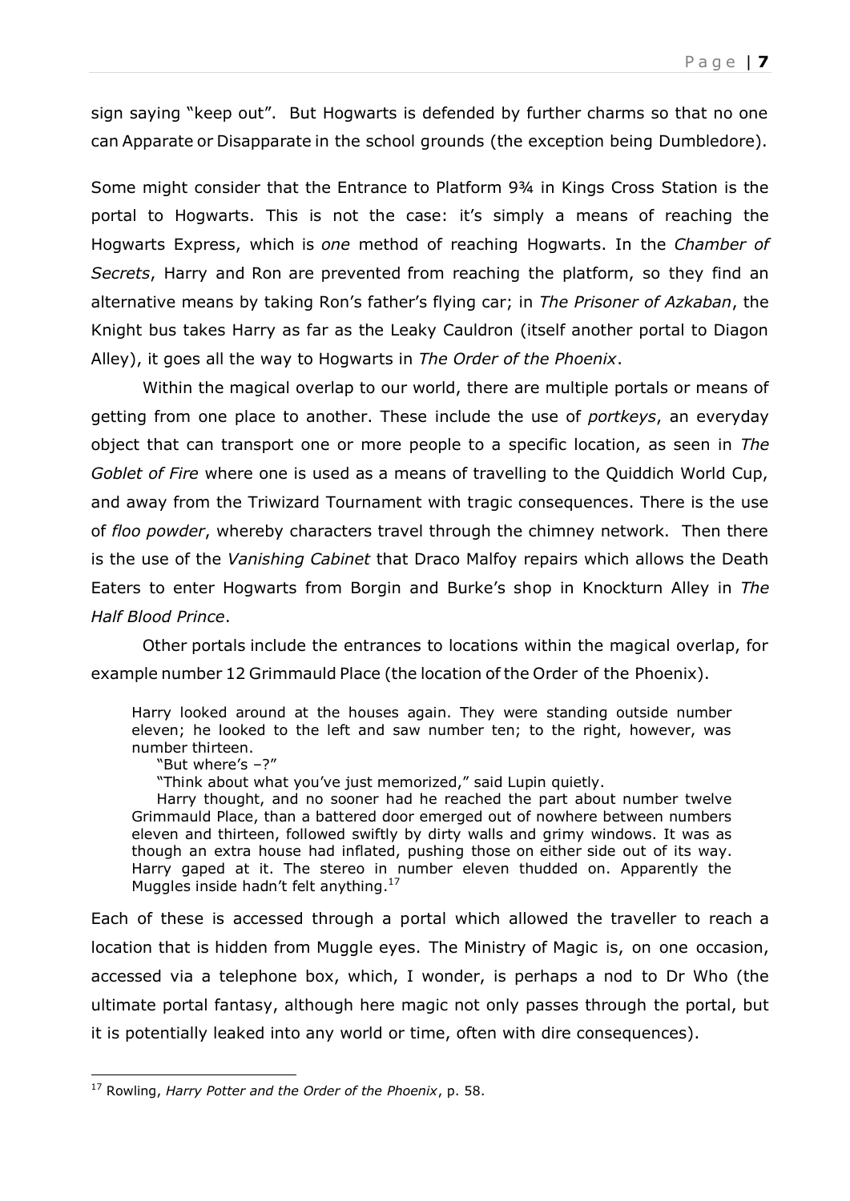sign saying "keep out". But Hogwarts is defended by further charms so that no one can Apparate or Disapparate in the school grounds (the exception being Dumbledore).

Some might consider that the Entrance to Platform 9¾ in Kings Cross Station is the portal to Hogwarts. This is not the case: it's simply a means of reaching the Hogwarts Express, which is *one* method of reaching Hogwarts. In the *Chamber of Secrets*, Harry and Ron are prevented from reaching the platform, so they find an alternative means by taking Ron's father's flying car; in *The Prisoner of Azkaban*, the Knight bus takes Harry as far as the Leaky Cauldron (itself another portal to Diagon Alley), it goes all the way to Hogwarts in *The Order of the Phoenix*.

Within the magical overlap to our world, there are multiple portals or means of getting from one place to another. These include the use of *portkeys*, an everyday object that can transport one or more people to a specific location, as seen in *The Goblet of Fire* where one is used as a means of travelling to the Quiddich World Cup, and away from the Triwizard Tournament with tragic consequences. There is the use of *floo powder*, whereby characters travel through the chimney network. Then there is the use of the *Vanishing Cabinet* that Draco Malfoy repairs which allows the Death Eaters to enter Hogwarts from Borgin and Burke's shop in Knockturn Alley in *The Half Blood Prince*.

Other portals include the entrances to locations within the magical overlap, for example number 12 Grimmauld Place (the location of the Order of the Phoenix).

> Harry looked around at the houses again. They were standing outside number eleven; he looked to the left and saw number ten; to the right, however, was number thirteen.
>
> "But where's –?"
>
> "Think about what you've just memorized," said Lupin quietly.
>
> Harry thought, and no sooner had he reached the part about number twelve Grimmauld Place, than a battered door emerged out of nowhere between numbers eleven and thirteen, followed swiftly by dirty walls and grimy windows. It was as though an extra house had inflated, pushing those on either side out of its way. Harry gaped at it. The stereo in number eleven thudded on. Apparently the Muggles inside hadn't felt anything.[17]

Each of these is accessed through a portal which allowed the traveller to reach a location that is hidden from Muggle eyes. The Ministry of Magic is, on one occasion, accessed via a telephone box, which, I wonder, is perhaps a nod to Dr Who (the ultimate portal fantasy, although here magic not only passes through the portal, but it is potentially leaked into any world or time, often with dire consequences).

---

[17] Rowling, *Harry Potter and the Order of the Phoenix*, p. 58.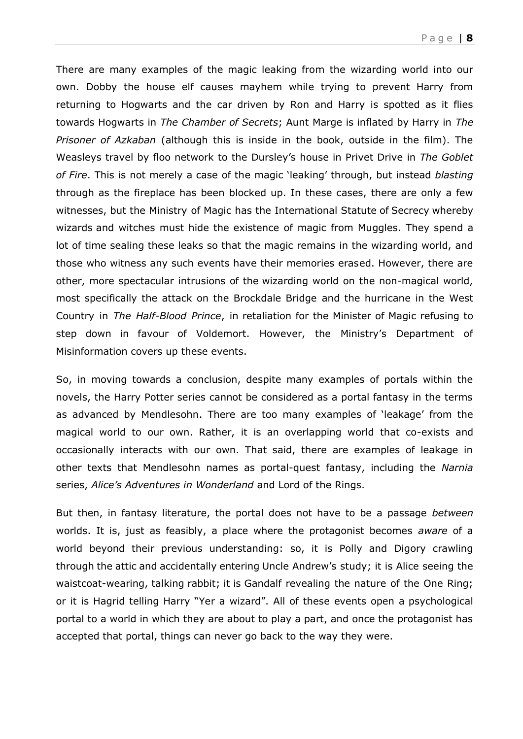There are many examples of the magic leaking from the wizarding world into our own. Dobby the house elf causes mayhem while trying to prevent Harry from returning to Hogwarts and the car driven by Ron and Harry is spotted as it flies towards Hogwarts in *The Chamber of Secrets*; Aunt Marge is inflated by Harry in *The Prisoner of Azkaban* (although this is inside in the book, outside in the film). The Weasleys travel by floo network to the Dursley's house in Privet Drive in *The Goblet of Fire*. This is not merely a case of the magic 'leaking' through, but instead *blasting* through as the fireplace has been blocked up. In these cases, there are only a few witnesses, but the Ministry of Magic has the International Statute of Secrecy whereby wizards and witches must hide the existence of magic from Muggles. They spend a lot of time sealing these leaks so that the magic remains in the wizarding world, and those who witness any such events have their memories erased. However, there are other, more spectacular intrusions of the wizarding world on the non-magical world, most specifically the attack on the Brockdale Bridge and the hurricane in the West Country in *The Half-Blood Prince*, in retaliation for the Minister of Magic refusing to step down in favour of Voldemort. However, the Ministry's Department of Misinformation covers up these events.

So, in moving towards a conclusion, despite many examples of portals within the novels, the Harry Potter series cannot be considered as a portal fantasy in the terms as advanced by Mendlesohn. There are too many examples of 'leakage' from the magical world to our own. Rather, it is an overlapping world that co-exists and occasionally interacts with our own. That said, there are examples of leakage in other texts that Mendlesohn names as portal-quest fantasy, including the *Narnia* series, *Alice's Adventures in Wonderland* and Lord of the Rings.

But then, in fantasy literature, the portal does not have to be a passage *between* worlds. It is, just as feasibly, a place where the protagonist becomes *aware* of a world beyond their previous understanding: so, it is Polly and Digory crawling through the attic and accidentally entering Uncle Andrew's study; it is Alice seeing the waistcoat-wearing, talking rabbit; it is Gandalf revealing the nature of the One Ring; or it is Hagrid telling Harry "Yer a wizard". All of these events open a psychological portal to a world in which they are about to play a part, and once the protagonist has accepted that portal, things can never go back to the way they were.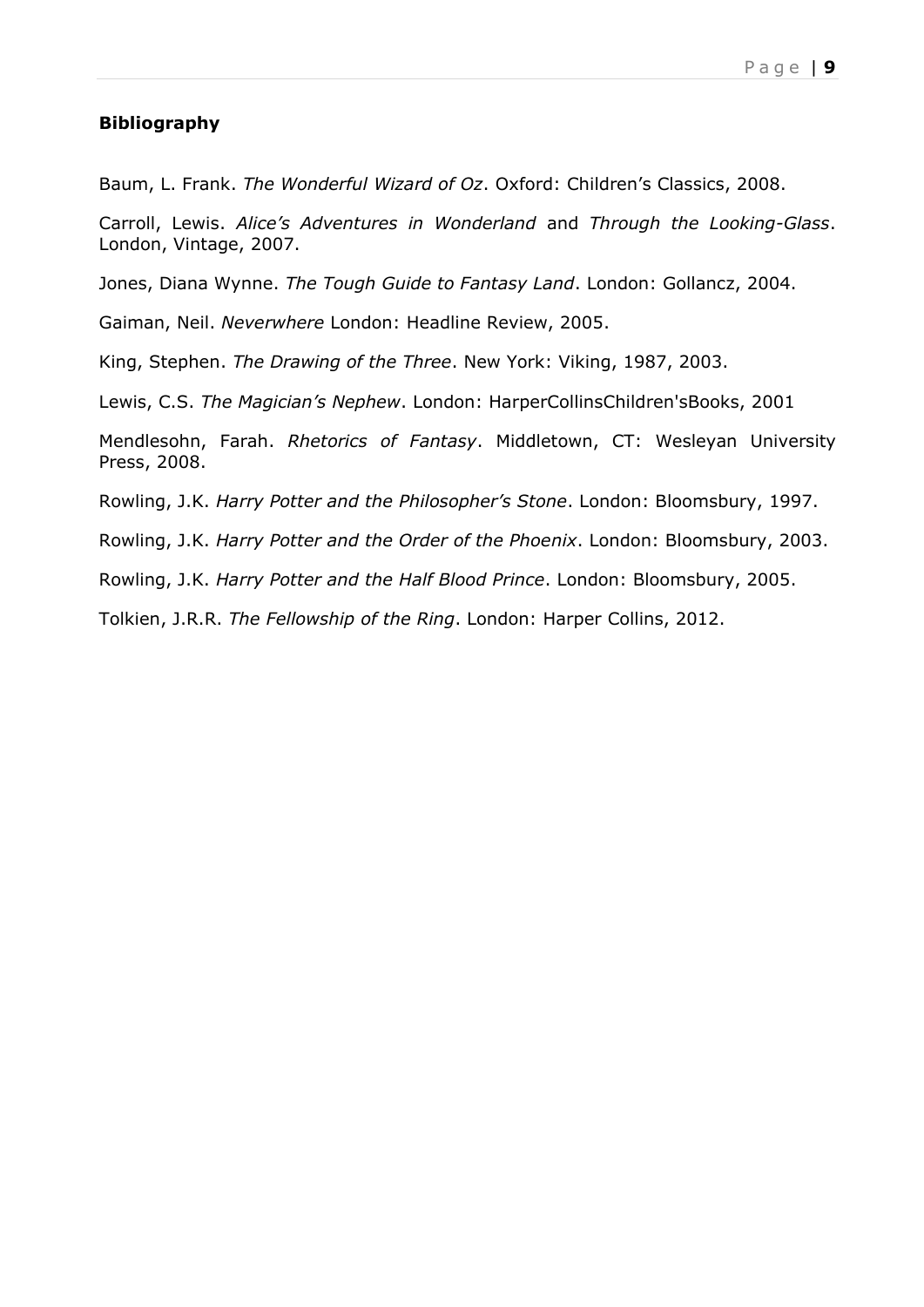**Bibliography**

Baum, L. Frank. *The Wonderful Wizard of Oz*. Oxford: Children's Classics, 2008.

Carroll, Lewis. *Alice's Adventures in Wonderland* and *Through the Looking-Glass*. London, Vintage, 2007.

Jones, Diana Wynne. *The Tough Guide to Fantasy Land*. London: Gollancz, 2004.

Gaiman, Neil. *Neverwhere* London: Headline Review, 2005.

King, Stephen. *The Drawing of the Three*. New York: Viking, 1987, 2003.

Lewis, C.S. *The Magician's Nephew*. London: HarperCollinsChildren'sBooks, 2001

Mendlesohn, Farah. *Rhetorics of Fantasy*. Middletown, CT: Wesleyan University Press, 2008.

Rowling, J.K. *Harry Potter and the Philosopher's Stone*. London: Bloomsbury, 1997.

Rowling, J.K. *Harry Potter and the Order of the Phoenix*. London: Bloomsbury, 2003.

Rowling, J.K. *Harry Potter and the Half Blood Prince*. London: Bloomsbury, 2005.

Tolkien, J.R.R. *The Fellowship of the Ring*. London: Harper Collins, 2012.